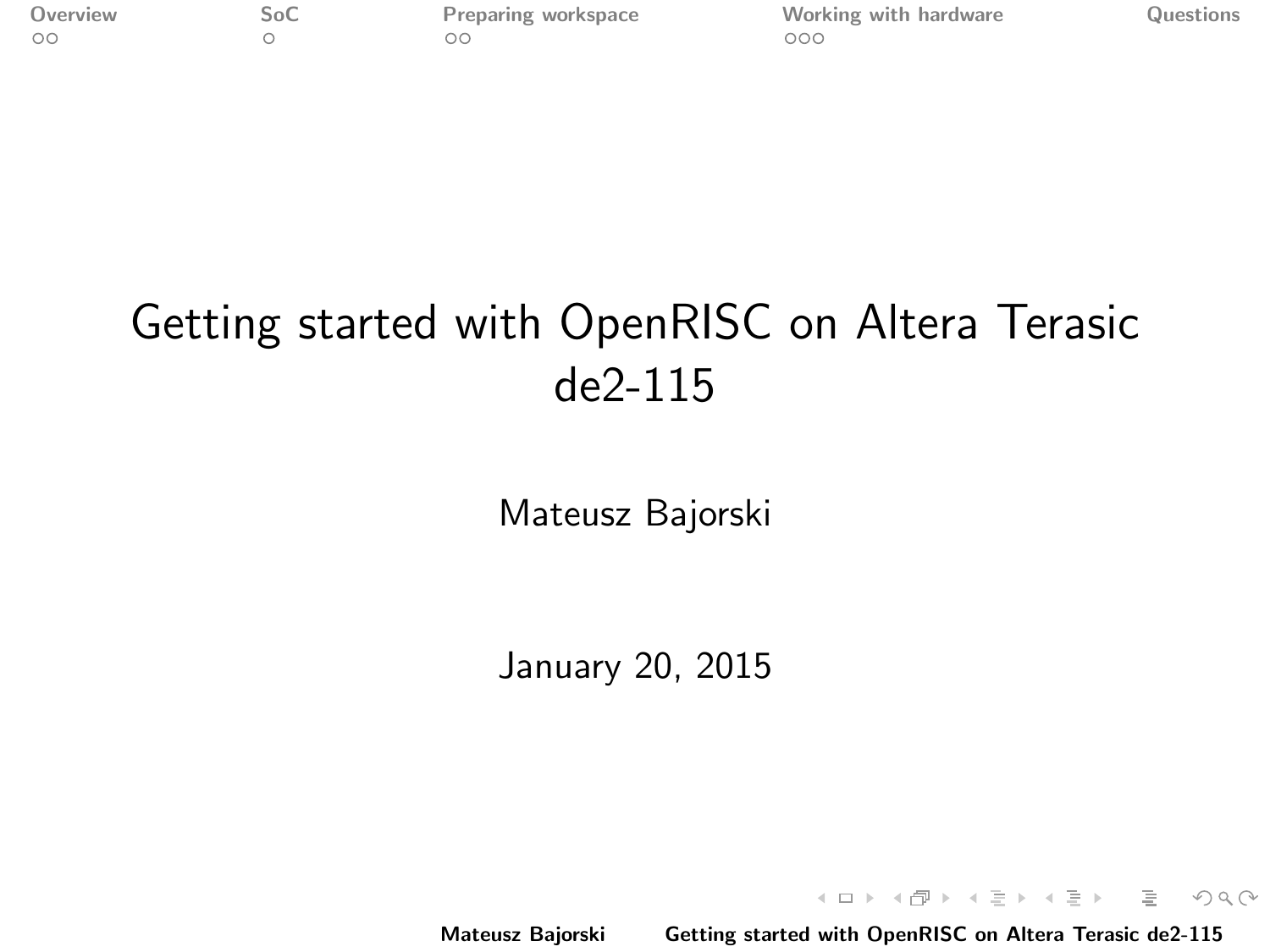# Getting started with OpenRISC on Altera Terasic de2-115

Mateusz Bajorski

January 20, 2015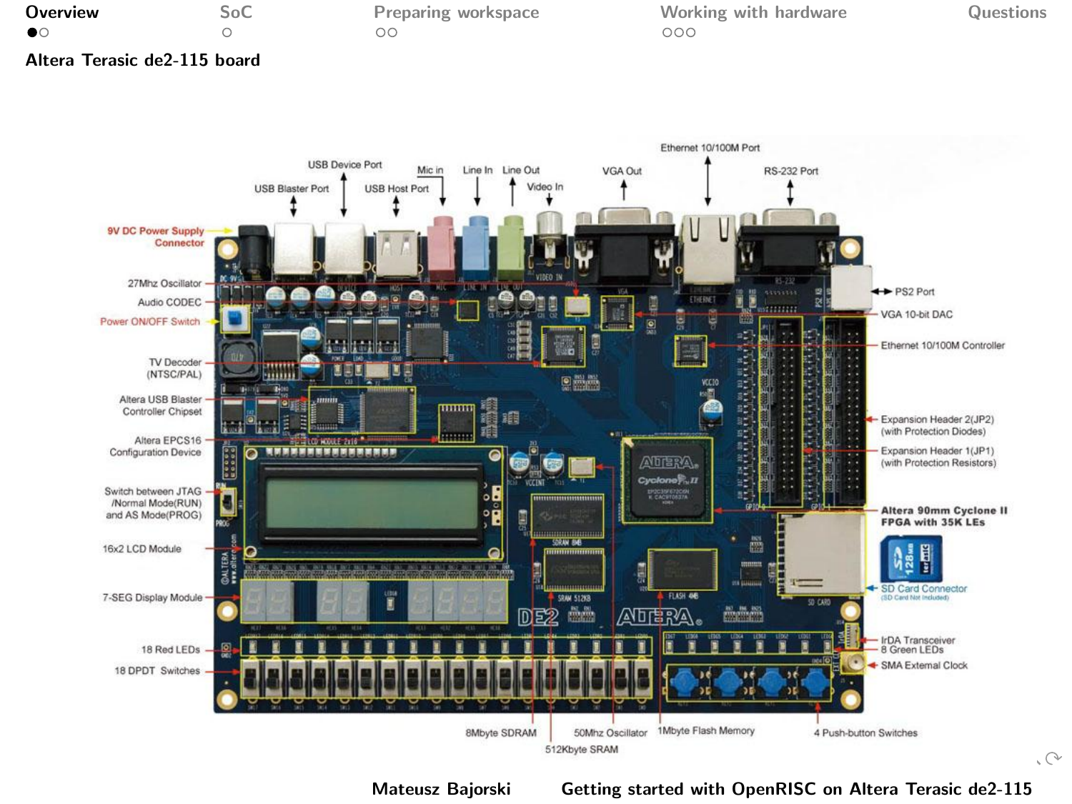## Altera Terasic de2-115 board

9V DC Power Supply Connector
27Mhz Oscillator
Audio CODEC
Power ON/OFF Switch
TV Decoder (NTSC/PAL)
Altera USB Blaster Controller Chipset
Altera EPCS16 Configuration Device
Switch between JTAG /Normal Mode(RUN) and AS Mode(PROG)
16x2 LCD Module
7-SEG Display Module
18 Red LEDs
18 DPDT Switches
USB Blaster Port
USB Device Port
USB Host Port
Mic in
Line In
Line Out
Video In
VGA Out
Ethernet 10/100M Port
RS-232 Port
PS2 Port
VGA 10-bit DAC
Ethernet 10/100M Controller
Expansion Header 2(JP2) (with Protection Diodes)
Expansion Header 1(JP1) (with Protection Resistors)
**Altera 90mm Cyclone II FPGA with 35K LEs**
SD Card Connector (SD Card Not Included)
IrDA Transceiver
8 Green LEDs
SMA External Clock
4 Push-button Switches
8Mbyte SDRAM
512Kbyte SRAM
50Mhz Oscillator
1Mbyte Flash Memory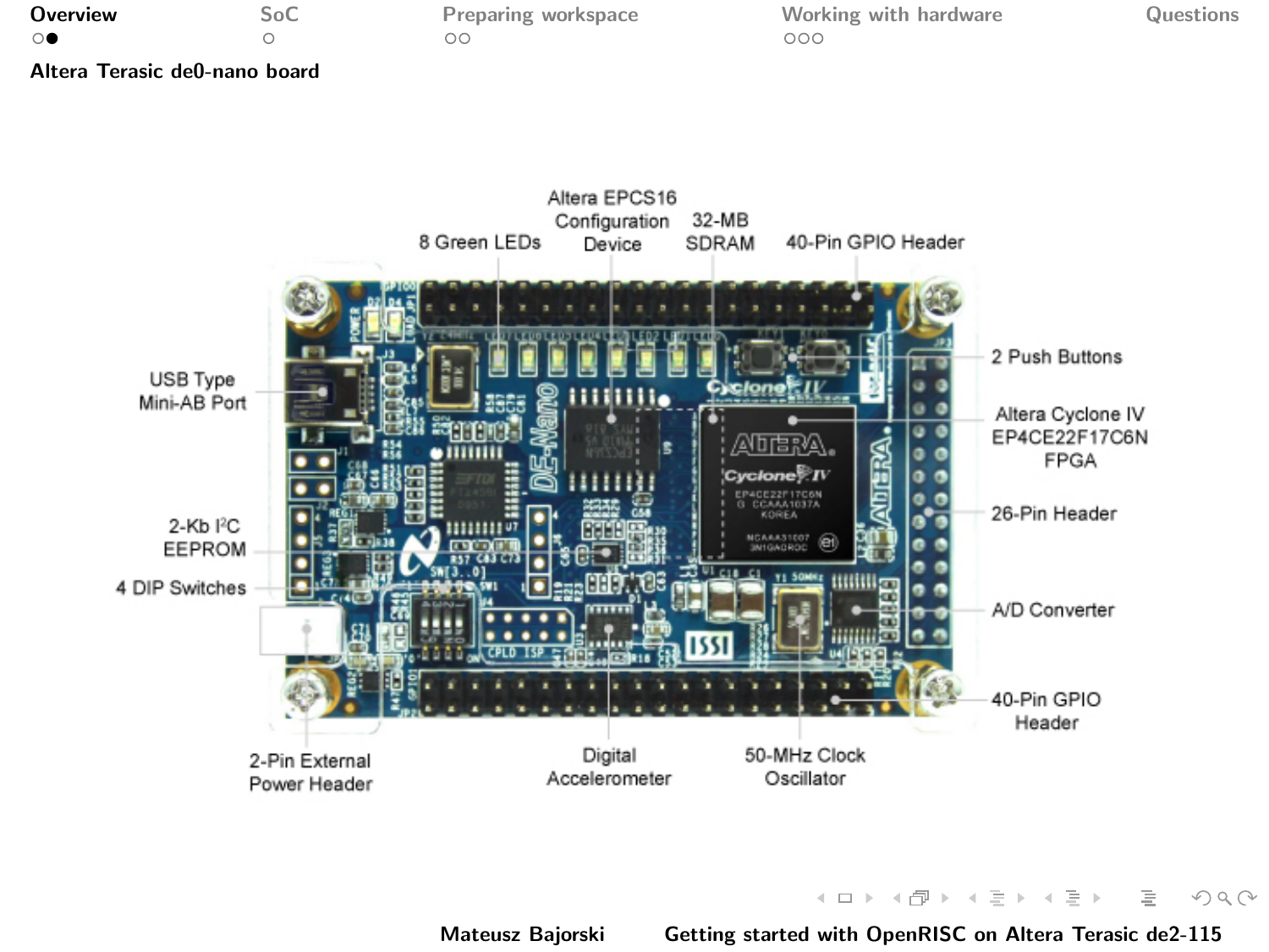## Altera Terasic de0-nano board

8 Green LEDs

Altera EPCS16 Configuration Device

32-MB SDRAM

40-Pin GPIO Header

USB Type Mini-AB Port

2 Push Buttons

Altera Cyclone IV EP4CE22F17C6N FPGA

26-Pin Header

2-Kb I²C EEPROM

4 DIP Switches

A/D Converter

40-Pin GPIO Header

2-Pin External Power Header

Digital Accelerometer

50-MHz Clock Oscillator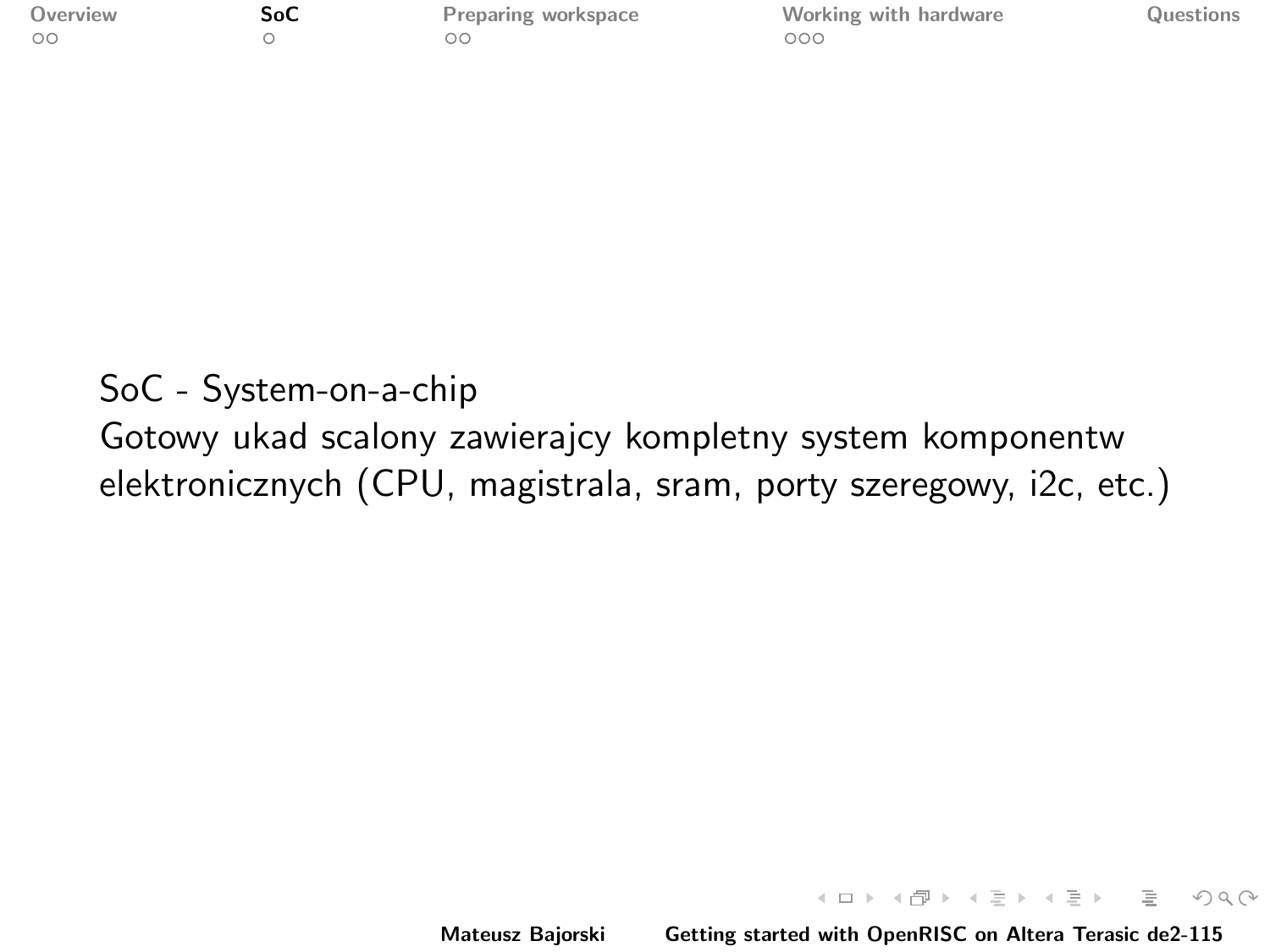SoC - System-on-a-chip
Gotowy ukad scalony zawierajcy kompletny system komponentw elektronicznych (CPU, magistrala, sram, porty szeregowy, i2c, etc.)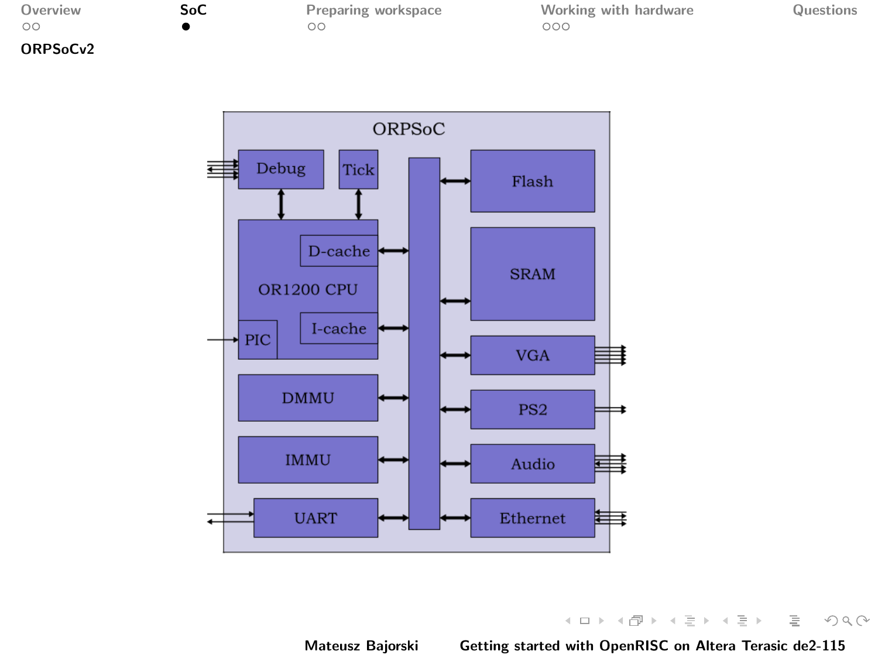## ORPSoCv2

ORPSoC

Debug

Tick

Flash

D-cache

OR1200 CPU

SRAM

PIC

I-cache

VGA

DMMU

PS2

IMMU

Audio

UART

Ethernet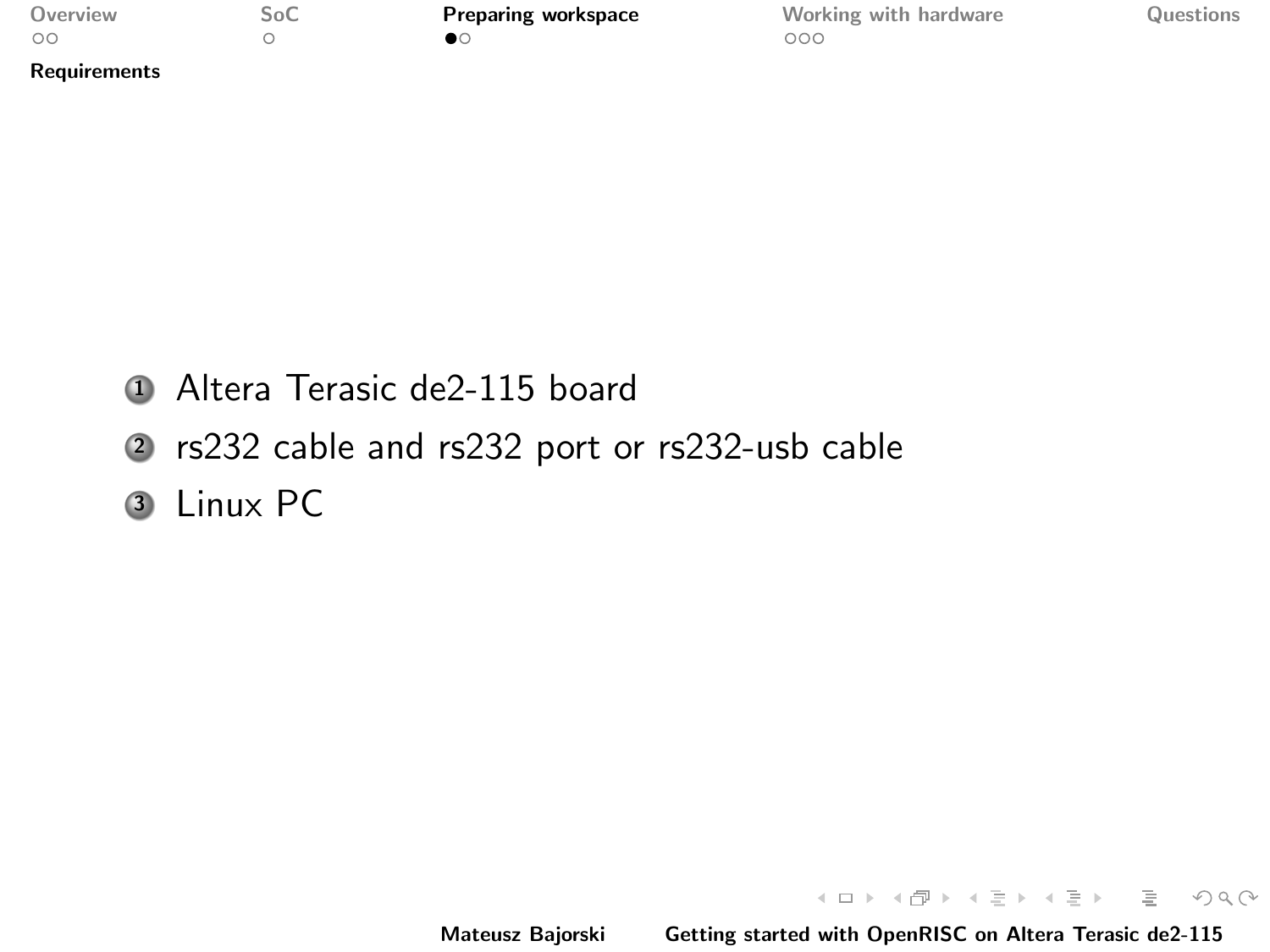## Requirements

1. Altera Terasic de2-115 board
2. rs232 cable and rs232 port or rs232-usb cable
3. Linux PC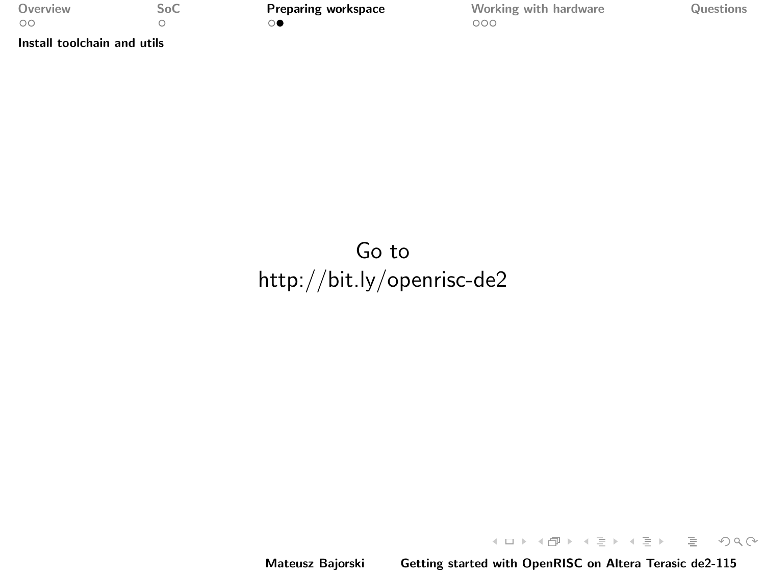## Install toolchain and utils

Go to
http://bit.ly/openrisc-de2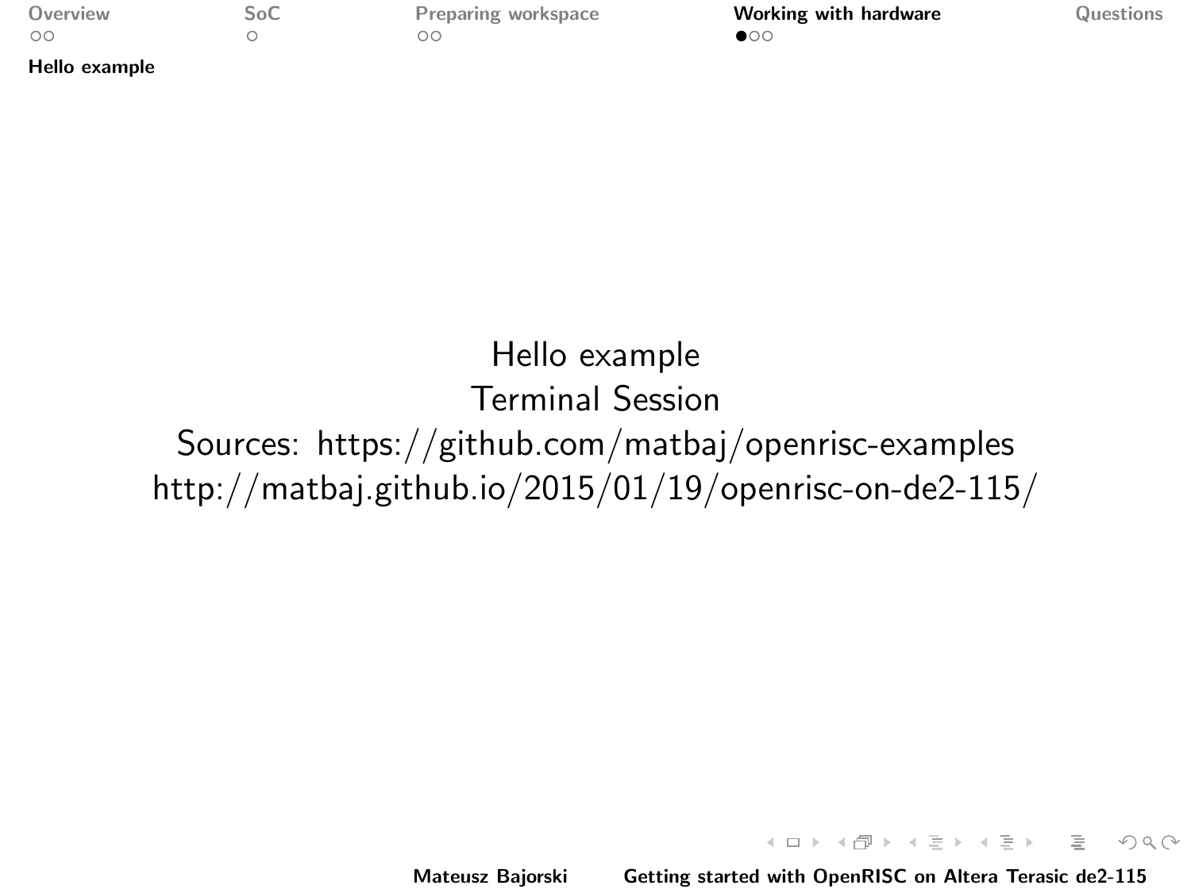## Hello example

Hello example

Terminal Session

Sources: https://github.com/matbaj/openrisc-examples

http://matbaj.github.io/2015/01/19/openrisc-on-de2-115/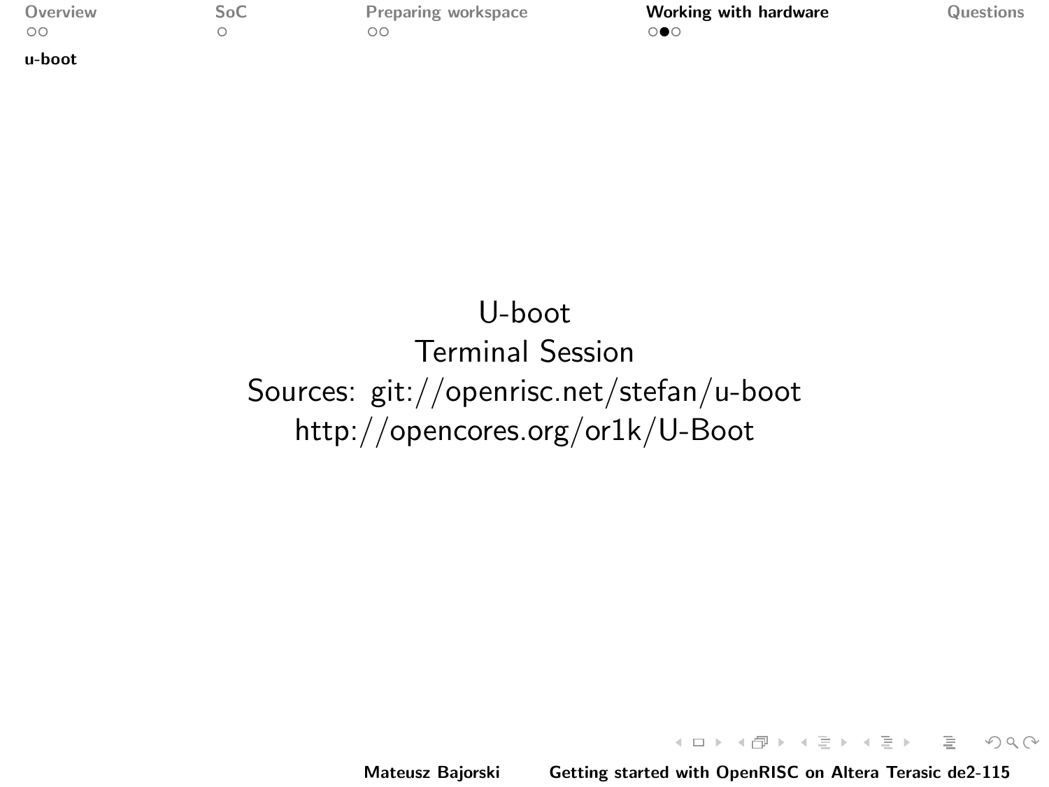## u-boot

U-boot

Terminal Session

Sources: git://openrisc.net/stefan/u-boot

http://opencores.org/or1k/U-Boot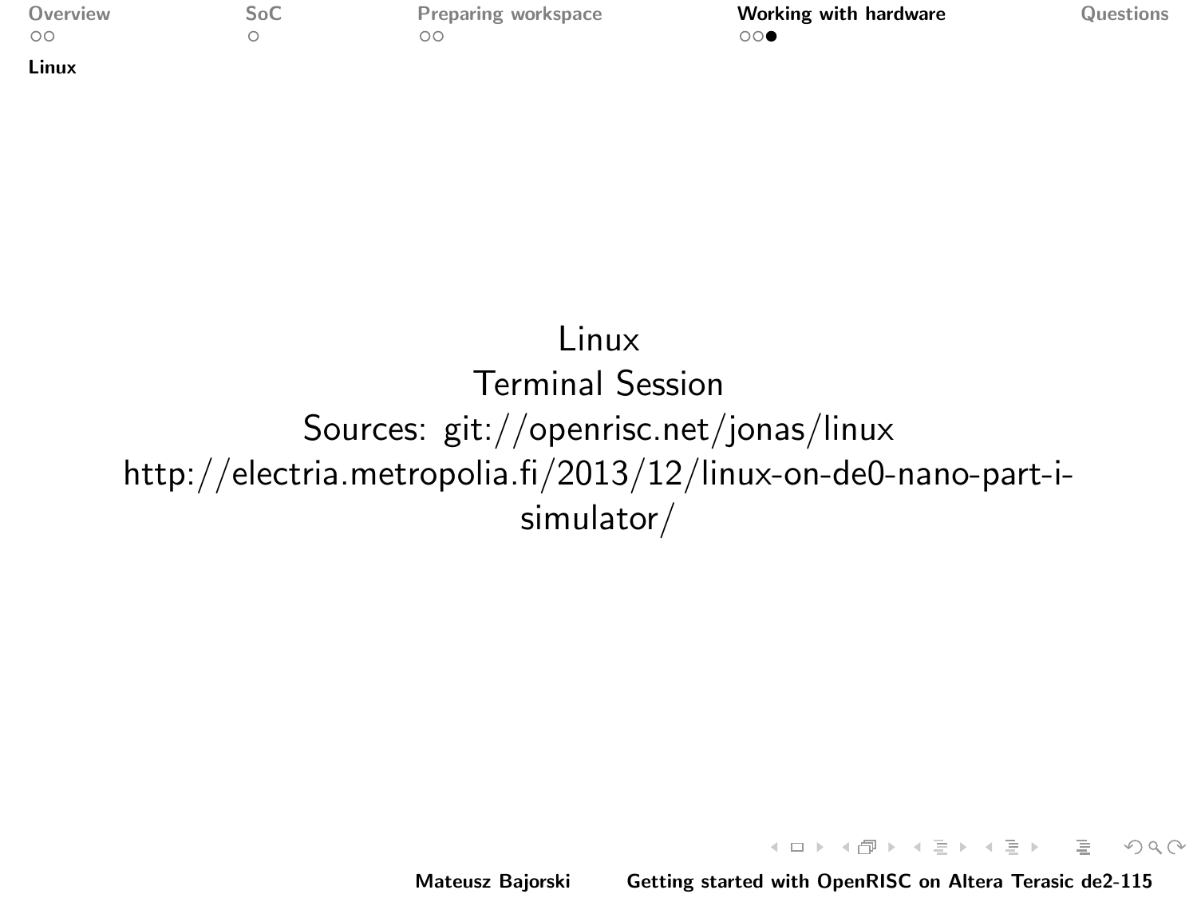## Linux

Linux
Terminal Session
Sources: git://openrisc.net/jonas/linux
http://electria.metropolia.fi/2013/12/linux-on-de0-nano-part-i-simulator/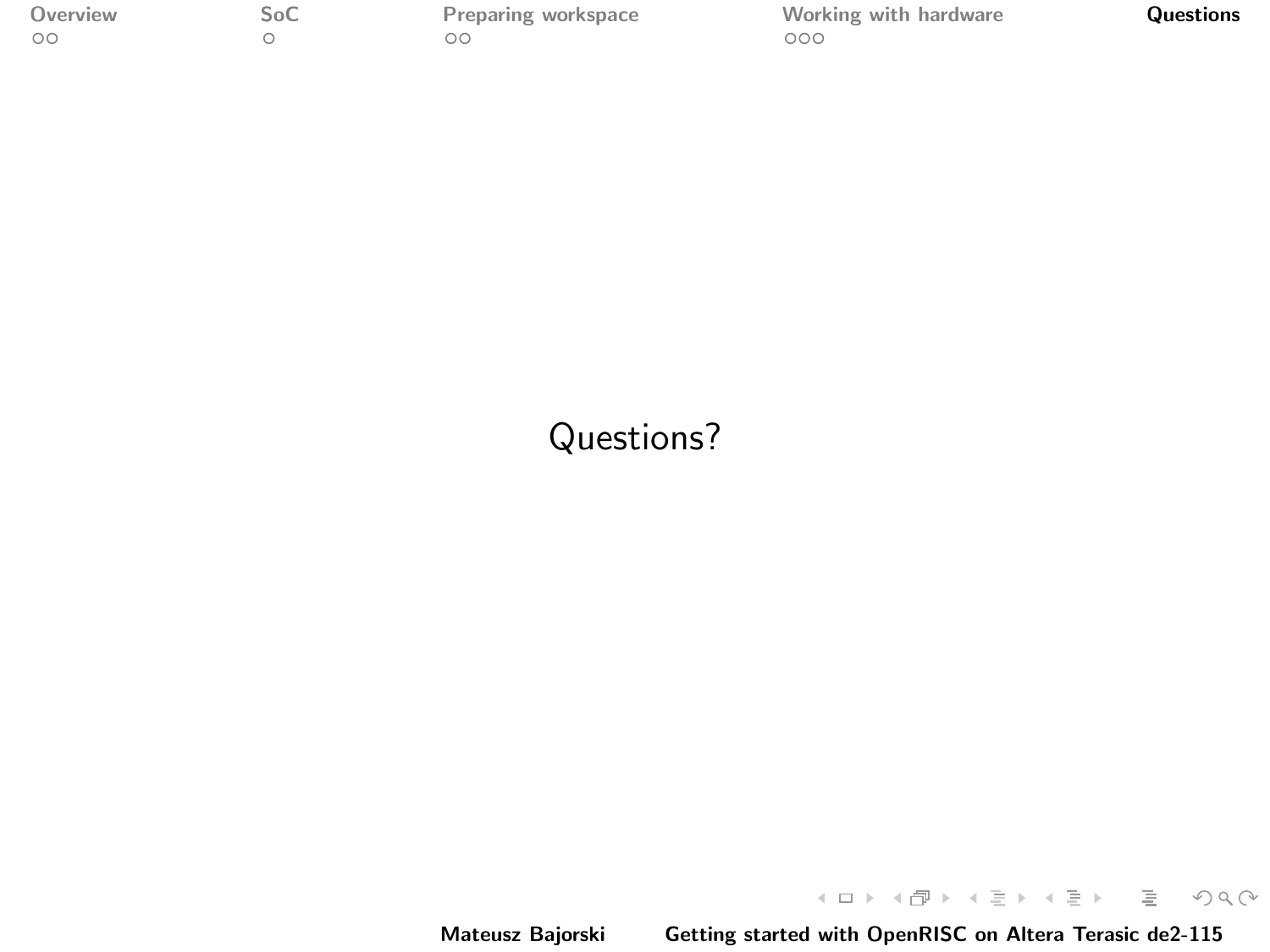Questions?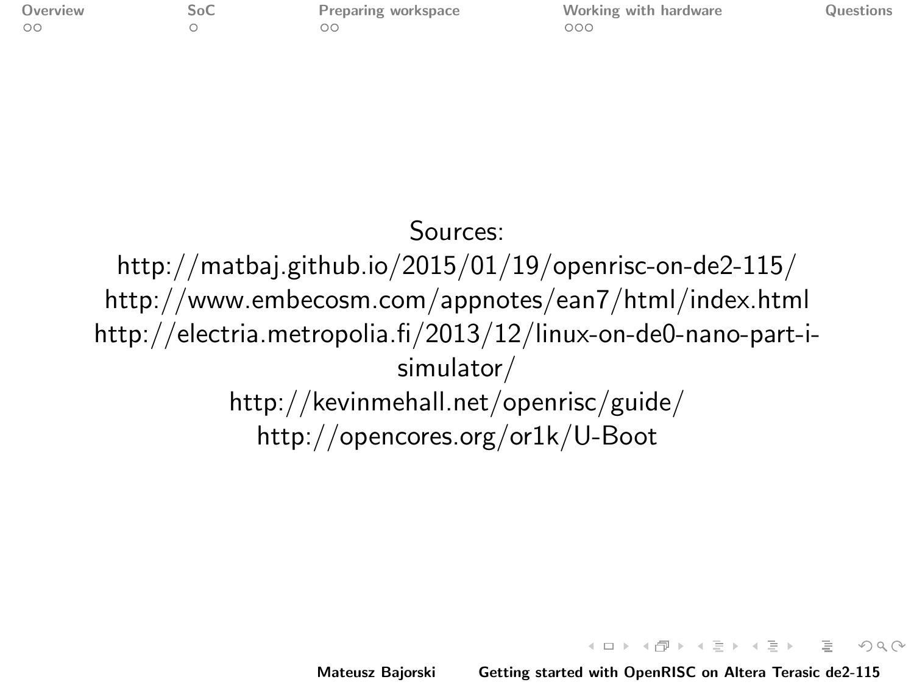Sources:

http://matbaj.github.io/2015/01/19/openrisc-on-de2-115/

http://www.embecosm.com/appnotes/ean7/html/index.html

http://electria.metropolia.fi/2013/12/linux-on-de0-nano-part-i-simulator/

http://kevinmehall.net/openrisc/guide/

http://opencores.org/or1k/U-Boot